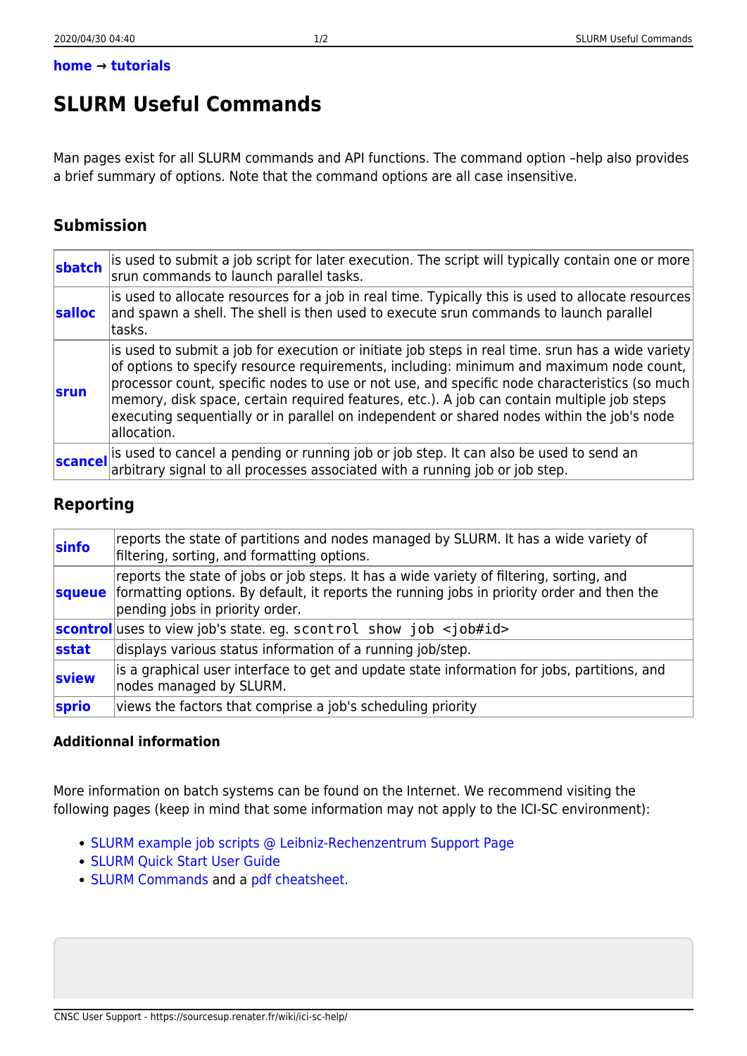**home → tutorials**

# SLURM Useful Commands

Man pages exist for all SLURM commands and API functions. The command option –help also provides a brief summary of options. Note that the command options are all case insensitive.

## Submission

| | |
|---|---|
| **sbatch** | is used to submit a job script for later execution. The script will typically contain one or more srun commands to launch parallel tasks. |
| **salloc** | is used to allocate resources for a job in real time. Typically this is used to allocate resources and spawn a shell. The shell is then used to execute srun commands to launch parallel tasks. |
| **srun** | is used to submit a job for execution or initiate job steps in real time. srun has a wide variety of options to specify resource requirements, including: minimum and maximum node count, processor count, specific nodes to use or not use, and specific node characteristics (so much memory, disk space, certain required features, etc.). A job can contain multiple job steps executing sequentially or in parallel on independent or shared nodes within the job's node allocation. |
| **scancel** | is used to cancel a pending or running job or job step. It can also be used to send an arbitrary signal to all processes associated with a running job or job step. |

## Reporting

| | |
|---|---|
| **sinfo** | reports the state of partitions and nodes managed by SLURM. It has a wide variety of filtering, sorting, and formatting options. |
| **squeue** | reports the state of jobs or job steps. It has a wide variety of filtering, sorting, and formatting options. By default, it reports the running jobs in priority order and then the pending jobs in priority order. |
| **scontrol** | uses to view job's state. eg. `scontrol show job <job#id>` |
| **sstat** | displays various status information of a running job/step. |
| **sview** | is a graphical user interface to get and update state information for jobs, partitions, and nodes managed by SLURM. |
| **sprio** | views the factors that comprise a job's scheduling priority |

### Additionnal information

More information on batch systems can be found on the Internet. We recommend visiting the following pages (keep in mind that some information may not apply to the ICI-SC environment):

- SLURM example job scripts @ Leibniz-Rechenzentrum Support Page
- SLURM Quick Start User Guide
- SLURM Commands and a pdf cheatsheet.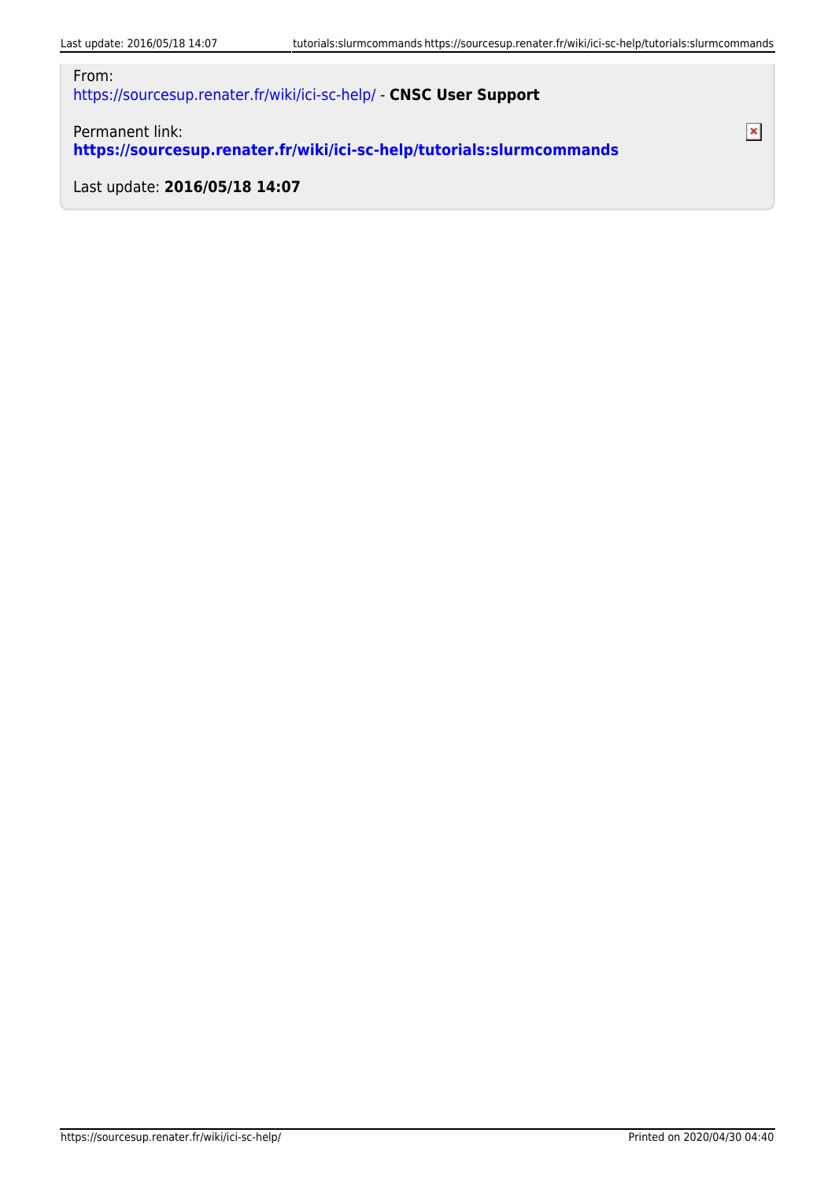From:
https://sourcesup.renater.fr/wiki/ici-sc-help/ - **CNSC User Support**

Permanent link:
**https://sourcesup.renater.fr/wiki/ici-sc-help/tutorials:slurmcommands**

Last update: **2016/05/18 14:07**